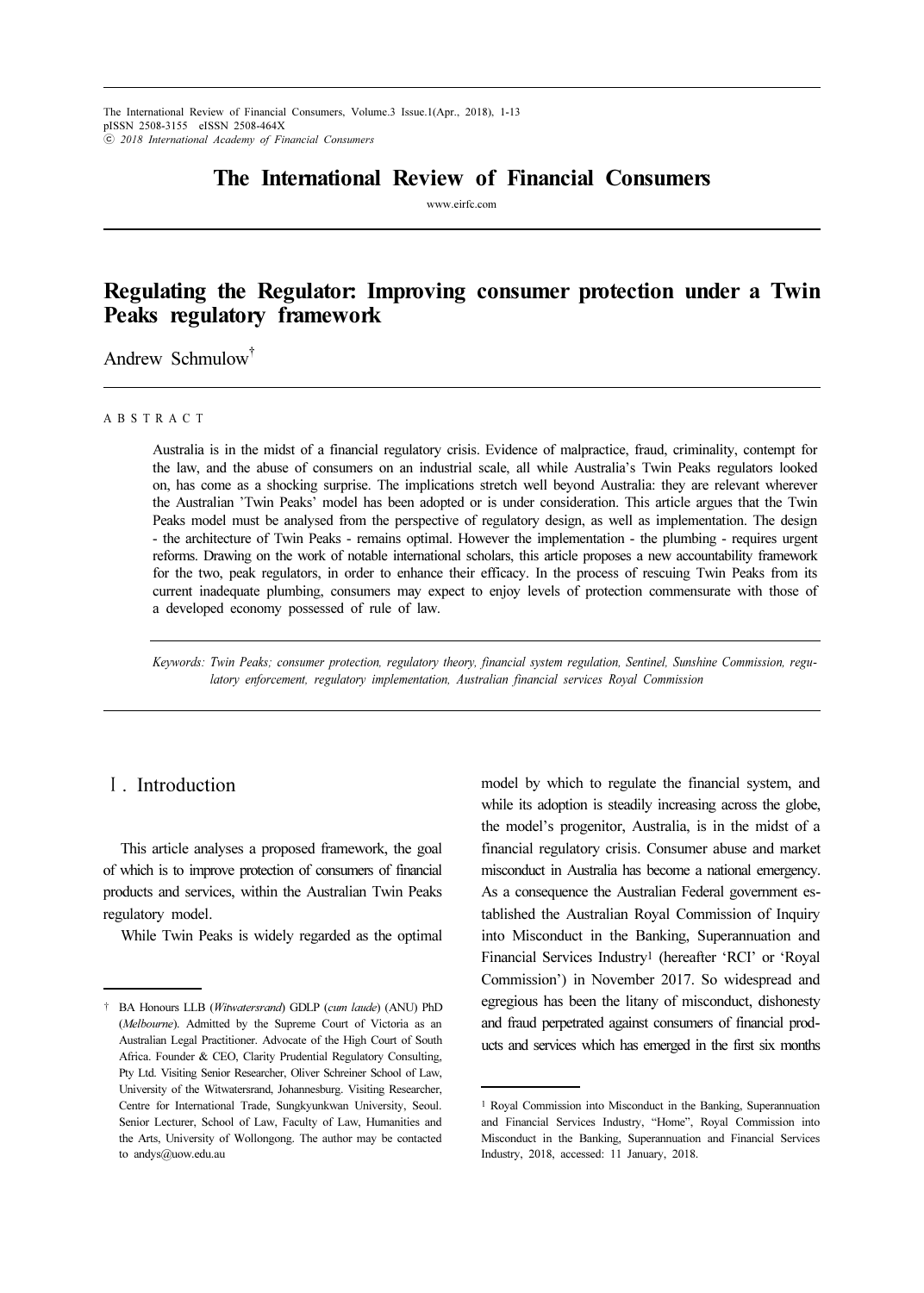# The International Review of Financial Consumers

www.eirfc.com

## Regulating the Regulator: Improving consumer protection under a Twin Peaks regulatory framework

Andrew Schmulow[†]

A B S T R A C T

Australia is in the midst of a financial regulatory crisis. Evidence of malpractice, fraud, criminality, contempt for the law, and the abuse of consumers on an industrial scale, all while Australia's Twin Peaks regulators looked on, has come as a shocking surprise. The implications stretch well beyond Australia: they are relevant wherever the Australian 'Twin Peaks' model has been adopted or is under consideration. This article argues that the Twin Peaks model must be analysed from the perspective of regulatory design, as well as implementation. The design - the architecture of Twin Peaks - remains optimal. However the implementation - the plumbing - requires urgent reforms. Drawing on the work of notable international scholars, this article proposes a new accountability framework for the two, peak regulators, in order to enhance their efficacy. In the process of rescuing Twin Peaks from its current inadequate plumbing, consumers may expect to enjoy levels of protection commensurate with those of a developed economy possessed of rule of law.

*Keywords: Twin Peaks; consumer protection, regulatory theory, financial system regulation, Sentinel, Sunshine Commission, regulatory enforcement, regulatory implementation, Australian financial services Royal Commission*

## Ⅰ. Introduction

This article analyses a proposed framework, the goal of which is to improve protection of consumers of financial products and services, within the Australian Twin Peaks regulatory model.

While Twin Peaks is widely regarded as the optimal model by which to regulate the financial system, and while its adoption is steadily increasing across the globe, the model's progenitor, Australia, is in the midst of a financial regulatory crisis. Consumer abuse and market misconduct in Australia has become a national emergency. As a consequence the Australian Federal government established the Australian Royal Commission of Inquiry into Misconduct in the Banking, Superannuation and Financial Services Industry[1] (hereafter 'RCI' or 'Royal Commission') in November 2017. So widespread and egregious has been the litany of misconduct, dishonesty and fraud perpetrated against consumers of financial products and services which has emerged in the first six months

---

† BA Honours LLB (*Witwatersrand*) GDLP (*cum laude*) (ANU) PhD (*Melbourne*). Admitted by the Supreme Court of Victoria as an Australian Legal Practitioner. Advocate of the High Court of South Africa. Founder & CEO, Clarity Prudential Regulatory Consulting, Pty Ltd. Visiting Senior Researcher, Oliver Schreiner School of Law, University of the Witwatersrand, Johannesburg. Visiting Researcher, Centre for International Trade, Sungkyunkwan University, Seoul. Senior Lecturer, School of Law, Faculty of Law, Humanities and the Arts, University of Wollongong. The author may be contacted to andys@uow.edu.au

[1] Royal Commission into Misconduct in the Banking, Superannuation and Financial Services Industry, "Home", Royal Commission into Misconduct in the Banking, Superannuation and Financial Services Industry, 2018, accessed: 11 January, 2018.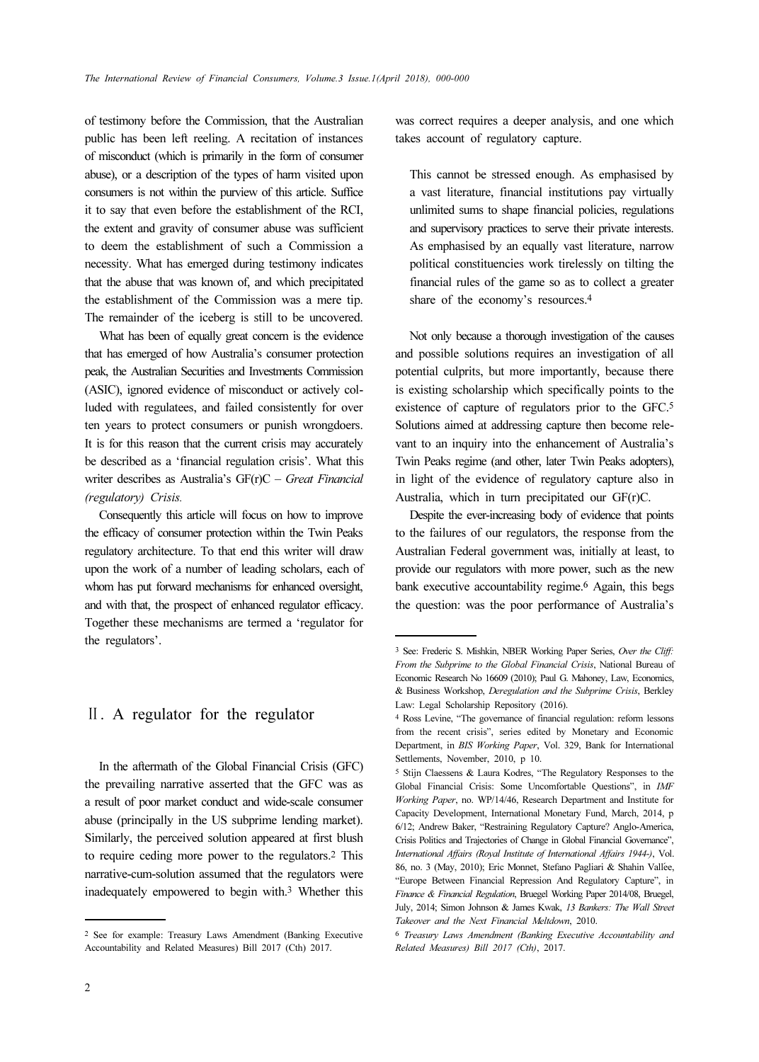of testimony before the Commission, that the Australian public has been left reeling. A recitation of instances of misconduct (which is primarily in the form of consumer abuse), or a description of the types of harm visited upon consumers is not within the purview of this article. Suffice it to say that even before the establishment of the RCI, the extent and gravity of consumer abuse was sufficient to deem the establishment of such a Commission a necessity. What has emerged during testimony indicates that the abuse that was known of, and which precipitated the establishment of the Commission was a mere tip. The remainder of the iceberg is still to be uncovered.

What has been of equally great concern is the evidence that has emerged of how Australia's consumer protection peak, the Australian Securities and Investments Commission (ASIC), ignored evidence of misconduct or actively colluded with regulatees, and failed consistently for over ten years to protect consumers or punish wrongdoers. It is for this reason that the current crisis may accurately be described as a 'financial regulation crisis'. What this writer describes as Australia's GF(r)C – *Great Financial (regulatory) Crisis.*

Consequently this article will focus on how to improve the efficacy of consumer protection within the Twin Peaks regulatory architecture. To that end this writer will draw upon the work of a number of leading scholars, each of whom has put forward mechanisms for enhanced oversight, and with that, the prospect of enhanced regulator efficacy. Together these mechanisms are termed a 'regulator for the regulators'.

## Ⅱ. A regulator for the regulator

In the aftermath of the Global Financial Crisis (GFC) the prevailing narrative asserted that the GFC was as a result of poor market conduct and wide-scale consumer abuse (principally in the US subprime lending market). Similarly, the perceived solution appeared at first blush to require ceding more power to the regulators.[2] This narrative-cum-solution assumed that the regulators were inadequately empowered to begin with.[3] Whether this was correct requires a deeper analysis, and one which takes account of regulatory capture.

> This cannot be stressed enough. As emphasised by a vast literature, financial institutions pay virtually unlimited sums to shape financial policies, regulations and supervisory practices to serve their private interests. As emphasised by an equally vast literature, narrow political constituencies work tirelessly on tilting the financial rules of the game so as to collect a greater share of the economy's resources.[4]

Not only because a thorough investigation of the causes and possible solutions requires an investigation of all potential culprits, but more importantly, because there is existing scholarship which specifically points to the existence of capture of regulators prior to the GFC.[5] Solutions aimed at addressing capture then become relevant to an inquiry into the enhancement of Australia's Twin Peaks regime (and other, later Twin Peaks adopters), in light of the evidence of regulatory capture also in Australia, which in turn precipitated our GF(r)C.

Despite the ever-increasing body of evidence that points to the failures of our regulators, the response from the Australian Federal government was, initially at least, to provide our regulators with more power, such as the new bank executive accountability regime.[6] Again, this begs the question: was the poor performance of Australia's

---

[2] See for example: Treasury Laws Amendment (Banking Executive Accountability and Related Measures) Bill 2017 (Cth) 2017.

[3] See: Frederic S. Mishkin, NBER Working Paper Series, *Over the Cliff: From the Subprime to the Global Financial Crisis*, National Bureau of Economic Research No 16609 (2010); Paul G. Mahoney, Law, Economics, & Business Workshop, *Deregulation and the Subprime Crisis*, Berkley Law: Legal Scholarship Repository (2016).

[4] Ross Levine, "The governance of financial regulation: reform lessons from the recent crisis", series edited by Monetary and Economic Department, in *BIS Working Paper*, Vol. 329, Bank for International Settlements, November, 2010, p 10.

[5] Stijn Claessens & Laura Kodres, "The Regulatory Responses to the Global Financial Crisis: Some Uncomfortable Questions", in *IMF Working Paper*, no. WP/14/46, Research Department and Institute for Capacity Development, International Monetary Fund, March, 2014, p 6/12; Andrew Baker, "Restraining Regulatory Capture? Anglo-America, Crisis Politics and Trajectories of Change in Global Financial Governance", *International Affairs (Royal Institute of International Affairs 1944-)*, Vol. 86, no. 3 (May, 2010); Eric Monnet, Stefano Pagliari & Shahin Vallee, "Europe Between Financial Repression And Regulatory Capture", in *Finance & Financial Regulation*, Bruegel Working Paper 2014/08, Bruegel, July, 2014; Simon Johnson & James Kwak, *13 Bankers: The Wall Street Takeover and the Next Financial Meltdown*, 2010.

[6] *Treasury Laws Amendment (Banking Executive Accountability and Related Measures) Bill 2017 (Cth)*, 2017.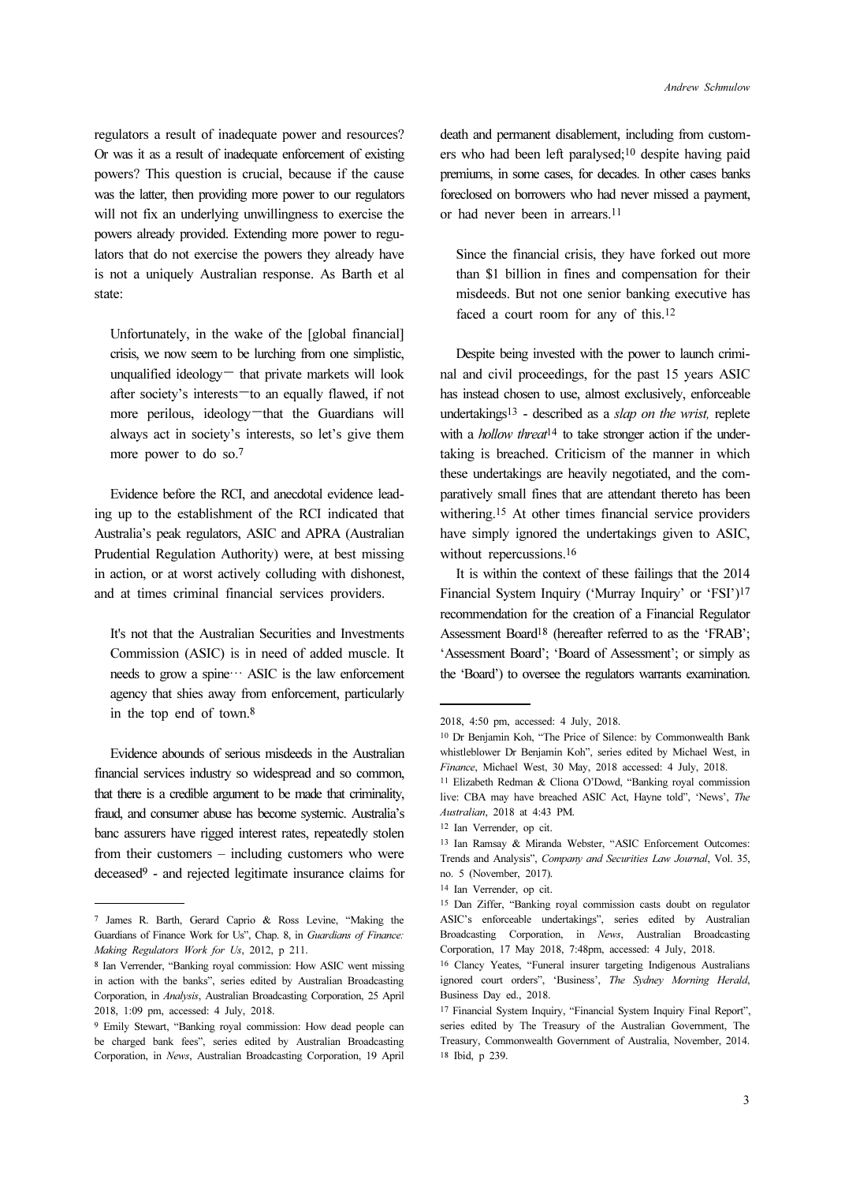regulators a result of inadequate power and resources? Or was it as a result of inadequate enforcement of existing powers? This question is crucial, because if the cause was the latter, then providing more power to our regulators will not fix an underlying unwillingness to exercise the powers already provided. Extending more power to regulators that do not exercise the powers they already have is not a uniquely Australian response. As Barth et al state:

> Unfortunately, in the wake of the [global financial] crisis, we now seem to be lurching from one simplistic, unqualified ideology— that private markets will look after society's interests—to an equally flawed, if not more perilous, ideology—that the Guardians will always act in society's interests, so let's give them more power to do so.[7]

Evidence before the RCI, and anecdotal evidence leading up to the establishment of the RCI indicated that Australia's peak regulators, ASIC and APRA (Australian Prudential Regulation Authority) were, at best missing in action, or at worst actively colluding with dishonest, and at times criminal financial services providers.

> It's not that the Australian Securities and Investments Commission (ASIC) is in need of added muscle. It needs to grow a spine… ASIC is the law enforcement agency that shies away from enforcement, particularly in the top end of town.[8]

Evidence abounds of serious misdeeds in the Australian financial services industry so widespread and so common, that there is a credible argument to be made that criminality, fraud, and consumer abuse has become systemic. Australia's banc assurers have rigged interest rates, repeatedly stolen from their customers – including customers who were deceased[9] - and rejected legitimate insurance claims for death and permanent disablement, including from customers who had been left paralysed;[10] despite having paid premiums, in some cases, for decades. In other cases banks foreclosed on borrowers who had never missed a payment, or had never been in arrears.[11]

> Since the financial crisis, they have forked out more than $1 billion in fines and compensation for their misdeeds. But not one senior banking executive has faced a court room for any of this.[12]

Despite being invested with the power to launch criminal and civil proceedings, for the past 15 years ASIC has instead chosen to use, almost exclusively, enforceable undertakings[13] - described as a *slap on the wrist,* replete with a *hollow threat*[14] to take stronger action if the undertaking is breached. Criticism of the manner in which these undertakings are heavily negotiated, and the comparatively small fines that are attendant thereto has been withering.[15] At other times financial service providers have simply ignored the undertakings given to ASIC, without repercussions.[16]

It is within the context of these failings that the 2014 Financial System Inquiry ('Murray Inquiry' or 'FSI')[17] recommendation for the creation of a Financial Regulator Assessment Board[18] (hereafter referred to as the 'FRAB'; 'Assessment Board'; 'Board of Assessment'; or simply as the 'Board') to oversee the regulators warrants examination.

---

[7] James R. Barth, Gerard Caprio & Ross Levine, "Making the Guardians of Finance Work for Us", Chap. 8, in *Guardians of Finance: Making Regulators Work for Us*, 2012, p 211.

[8] Ian Verrender, "Banking royal commission: How ASIC went missing in action with the banks", series edited by Australian Broadcasting Corporation, in *Analysis*, Australian Broadcasting Corporation, 25 April 2018, 1:09 pm, accessed: 4 July, 2018.

[9] Emily Stewart, "Banking royal commission: How dead people can be charged bank fees", series edited by Australian Broadcasting Corporation, in *News*, Australian Broadcasting Corporation, 19 April 2018, 4:50 pm, accessed: 4 July, 2018.

[10] Dr Benjamin Koh, "The Price of Silence: by Commonwealth Bank whistleblower Dr Benjamin Koh", series edited by Michael West, in *Finance*, Michael West, 30 May, 2018 accessed: 4 July, 2018.

[11] Elizabeth Redman & Cliona O'Dowd, "Banking royal commission live: CBA may have breached ASIC Act, Hayne told", 'News', *The Australian*, 2018 at 4:43 PM.

[12] Ian Verrender, op cit.

[13] Ian Ramsay & Miranda Webster, "ASIC Enforcement Outcomes: Trends and Analysis", *Company and Securities Law Journal*, Vol. 35, no. 5 (November, 2017).

[14] Ian Verrender, op cit.

[15] Dan Ziffer, "Banking royal commission casts doubt on regulator ASIC's enforceable undertakings", series edited by Australian Broadcasting Corporation, in *News*, Australian Broadcasting Corporation, 17 May 2018, 7:48pm, accessed: 4 July, 2018.

[16] Clancy Yeates, "Funeral insurer targeting Indigenous Australians ignored court orders", 'Business', *The Sydney Morning Herald*, Business Day ed., 2018.

[17] Financial System Inquiry, "Financial System Inquiry Final Report", series edited by The Treasury of the Australian Government, The Treasury, Commonwealth Government of Australia, November, 2014.

[18] Ibid, p 239.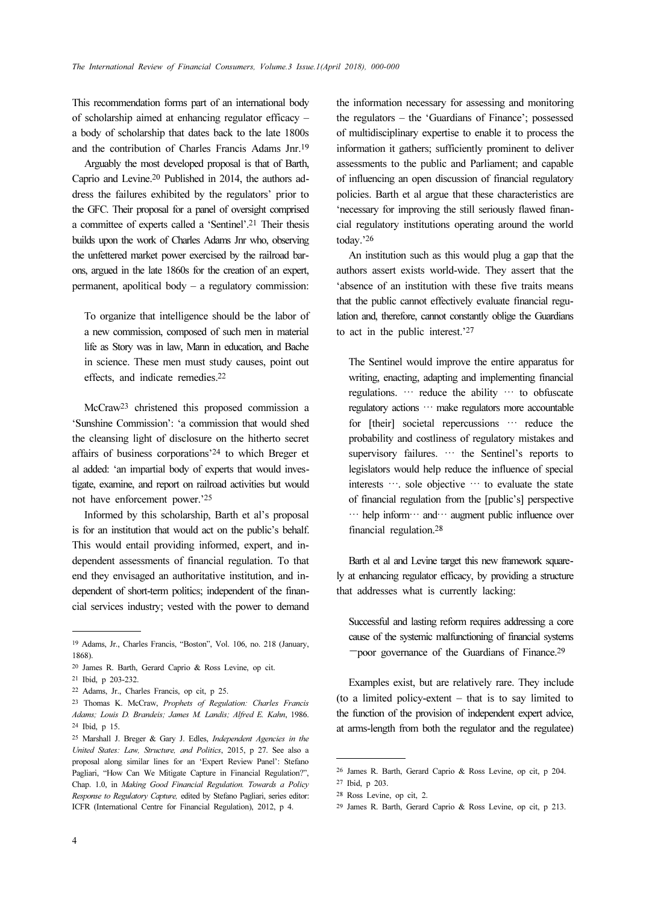This recommendation forms part of an international body of scholarship aimed at enhancing regulator efficacy – a body of scholarship that dates back to the late 1800s and the contribution of Charles Francis Adams Jnr.[19]

Arguably the most developed proposal is that of Barth, Caprio and Levine.[20] Published in 2014, the authors address the failures exhibited by the regulators' prior to the GFC. Their proposal for a panel of oversight comprised a committee of experts called a 'Sentinel'.[21] Their thesis builds upon the work of Charles Adams Jnr who, observing the unfettered market power exercised by the railroad barons, argued in the late 1860s for the creation of an expert, permanent, apolitical body – a regulatory commission:

> To organize that intelligence should be the labor of a new commission, composed of such men in material life as Story was in law, Mann in education, and Bache in science. These men must study causes, point out effects, and indicate remedies.[22]

McCraw[23] christened this proposed commission a 'Sunshine Commission': 'a commission that would shed the cleansing light of disclosure on the hitherto secret affairs of business corporations'[24] to which Breger et al added: 'an impartial body of experts that would investigate, examine, and report on railroad activities but would not have enforcement power.'[25]

Informed by this scholarship, Barth et al's proposal is for an institution that would act on the public's behalf. This would entail providing informed, expert, and independent assessments of financial regulation. To that end they envisaged an authoritative institution, and independent of short-term politics; independent of the financial services industry; vested with the power to demand the information necessary for assessing and monitoring the regulators – the 'Guardians of Finance'; possessed of multidisciplinary expertise to enable it to process the information it gathers; sufficiently prominent to deliver assessments to the public and Parliament; and capable of influencing an open discussion of financial regulatory policies. Barth et al argue that these characteristics are 'necessary for improving the still seriously flawed financial regulatory institutions operating around the world today.'[26]

An institution such as this would plug a gap that the authors assert exists world-wide. They assert that the 'absence of an institution with these five traits means that the public cannot effectively evaluate financial regulation and, therefore, cannot constantly oblige the Guardians to act in the public interest.'[27]

> The Sentinel would improve the entire apparatus for writing, enacting, adapting and implementing financial regulations. … reduce the ability … to obfuscate regulatory actions … make regulators more accountable for [their] societal repercussions … reduce the probability and costliness of regulatory mistakes and supervisory failures. … the Sentinel's reports to legislators would help reduce the influence of special interests …. sole objective … to evaluate the state of financial regulation from the [public's] perspective … help inform… and… augment public influence over financial regulation.[28]

Barth et al and Levine target this new framework squarely at enhancing regulator efficacy, by providing a structure that addresses what is currently lacking:

> Successful and lasting reform requires addressing a core cause of the systemic malfunctioning of financial systems —poor governance of the Guardians of Finance.[29]

Examples exist, but are relatively rare. They include (to a limited policy-extent – that is to say limited to the function of the provision of independent expert advice, at arms-length from both the regulator and the regulatee)

---

[19] Adams, Jr., Charles Francis, "Boston", Vol. 106, no. 218 (January, 1868).

[20] James R. Barth, Gerard Caprio & Ross Levine, op cit.

[21] Ibid, p 203-232.

[22] Adams, Jr., Charles Francis, op cit, p 25.

[23] Thomas K. McCraw, *Prophets of Regulation: Charles Francis Adams; Louis D. Brandeis; James M. Landis; Alfred E. Kahn*, 1986.

[24] Ibid, p 15.

[25] Marshall J. Breger & Gary J. Edles, *Independent Agencies in the United States: Law, Structure, and Politics*, 2015, p 27. See also a proposal along similar lines for an 'Expert Review Panel': Stefano Pagliari, "How Can We Mitigate Capture in Financial Regulation?", Chap. 1.0, in *Making Good Financial Regulation. Towards a Policy Response to Regulatory Capture,* edited by Stefano Pagliari, series editor: ICFR (International Centre for Financial Regulation), 2012, p 4.

[26] James R. Barth, Gerard Caprio & Ross Levine, op cit, p 204.

[27] Ibid, p 203.

[28] Ross Levine, op cit, 2.

[29] James R. Barth, Gerard Caprio & Ross Levine, op cit, p 213.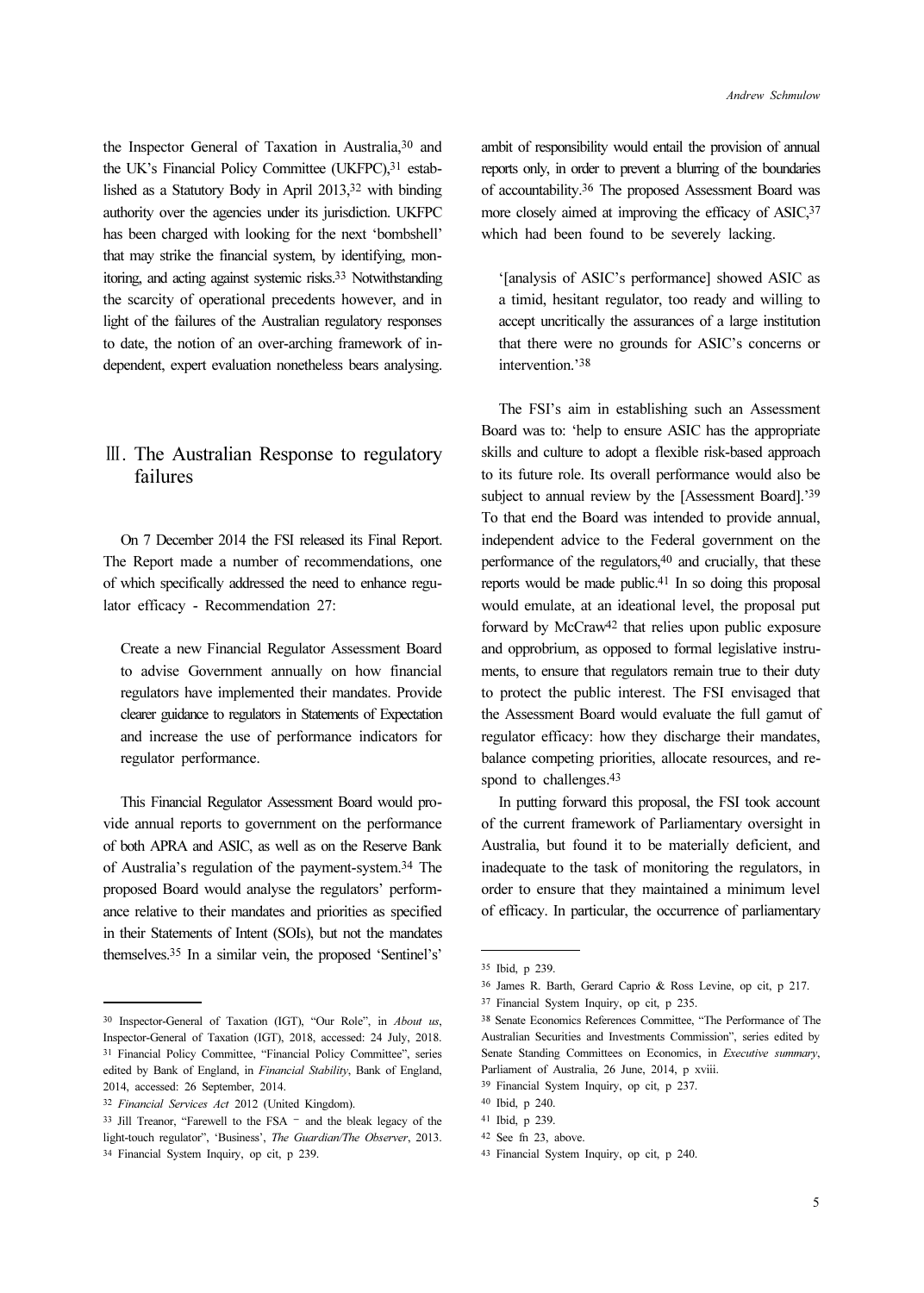the Inspector General of Taxation in Australia,[30] and the UK's Financial Policy Committee (UKFPC),[31] established as a Statutory Body in April 2013,[32] with binding authority over the agencies under its jurisdiction. UKFPC has been charged with looking for the next 'bombshell' that may strike the financial system, by identifying, monitoring, and acting against systemic risks.[33] Notwithstanding the scarcity of operational precedents however, and in light of the failures of the Australian regulatory responses to date, the notion of an over-arching framework of independent, expert evaluation nonetheless bears analysing.

## Ⅲ. The Australian Response to regulatory failures

On 7 December 2014 the FSI released its Final Report. The Report made a number of recommendations, one of which specifically addressed the need to enhance regulator efficacy - Recommendation 27:

> Create a new Financial Regulator Assessment Board to advise Government annually on how financial regulators have implemented their mandates. Provide clearer guidance to regulators in Statements of Expectation and increase the use of performance indicators for regulator performance.

This Financial Regulator Assessment Board would provide annual reports to government on the performance of both APRA and ASIC, as well as on the Reserve Bank of Australia's regulation of the payment-system.[34] The proposed Board would analyse the regulators' performance relative to their mandates and priorities as specified in their Statements of Intent (SOIs), but not the mandates themselves.[35] In a similar vein, the proposed 'Sentinel's' ambit of responsibility would entail the provision of annual reports only, in order to prevent a blurring of the boundaries of accountability.[36] The proposed Assessment Board was more closely aimed at improving the efficacy of ASIC,[37] which had been found to be severely lacking.

> '[analysis of ASIC's performance] showed ASIC as a timid, hesitant regulator, too ready and willing to accept uncritically the assurances of a large institution that there were no grounds for ASIC's concerns or intervention.'[38]

The FSI's aim in establishing such an Assessment Board was to: 'help to ensure ASIC has the appropriate skills and culture to adopt a flexible risk-based approach to its future role. Its overall performance would also be subject to annual review by the [Assessment Board].'[39] To that end the Board was intended to provide annual, independent advice to the Federal government on the performance of the regulators,[40] and crucially, that these reports would be made public.[41] In so doing this proposal would emulate, at an ideational level, the proposal put forward by McCraw[42] that relies upon public exposure and opprobrium, as opposed to formal legislative instruments, to ensure that regulators remain true to their duty to protect the public interest. The FSI envisaged that the Assessment Board would evaluate the full gamut of regulator efficacy: how they discharge their mandates, balance competing priorities, allocate resources, and respond to challenges.[43]

In putting forward this proposal, the FSI took account of the current framework of Parliamentary oversight in Australia, but found it to be materially deficient, and inadequate to the task of monitoring the regulators, in order to ensure that they maintained a minimum level of efficacy. In particular, the occurrence of parliamentary

---

[30] Inspector-General of Taxation (IGT), "Our Role", in *About us*, Inspector-General of Taxation (IGT), 2018, accessed: 24 July, 2018.

[31] Financial Policy Committee, "Financial Policy Committee", series edited by Bank of England, in *Financial Stability*, Bank of England, 2014, accessed: 26 September, 2014.

[32] *Financial Services Act* 2012 (United Kingdom).

[33] Jill Treanor, "Farewell to the FSA – and the bleak legacy of the light-touch regulator", 'Business', *The Guardian/The Observer*, 2013.

[34] Financial System Inquiry, op cit, p 239.

[35] Ibid, p 239.

[36] James R. Barth, Gerard Caprio & Ross Levine, op cit, p 217.

[37] Financial System Inquiry, op cit, p 235.

[38] Senate Economics References Committee, "The Performance of The Australian Securities and Investments Commission", series edited by Senate Standing Committees on Economics, in *Executive summary*, Parliament of Australia, 26 June, 2014, p xviii.

[39] Financial System Inquiry, op cit, p 237.

[40] Ibid, p 240.

[41] Ibid, p 239.

[42] See fn 23, above.

[43] Financial System Inquiry, op cit, p 240.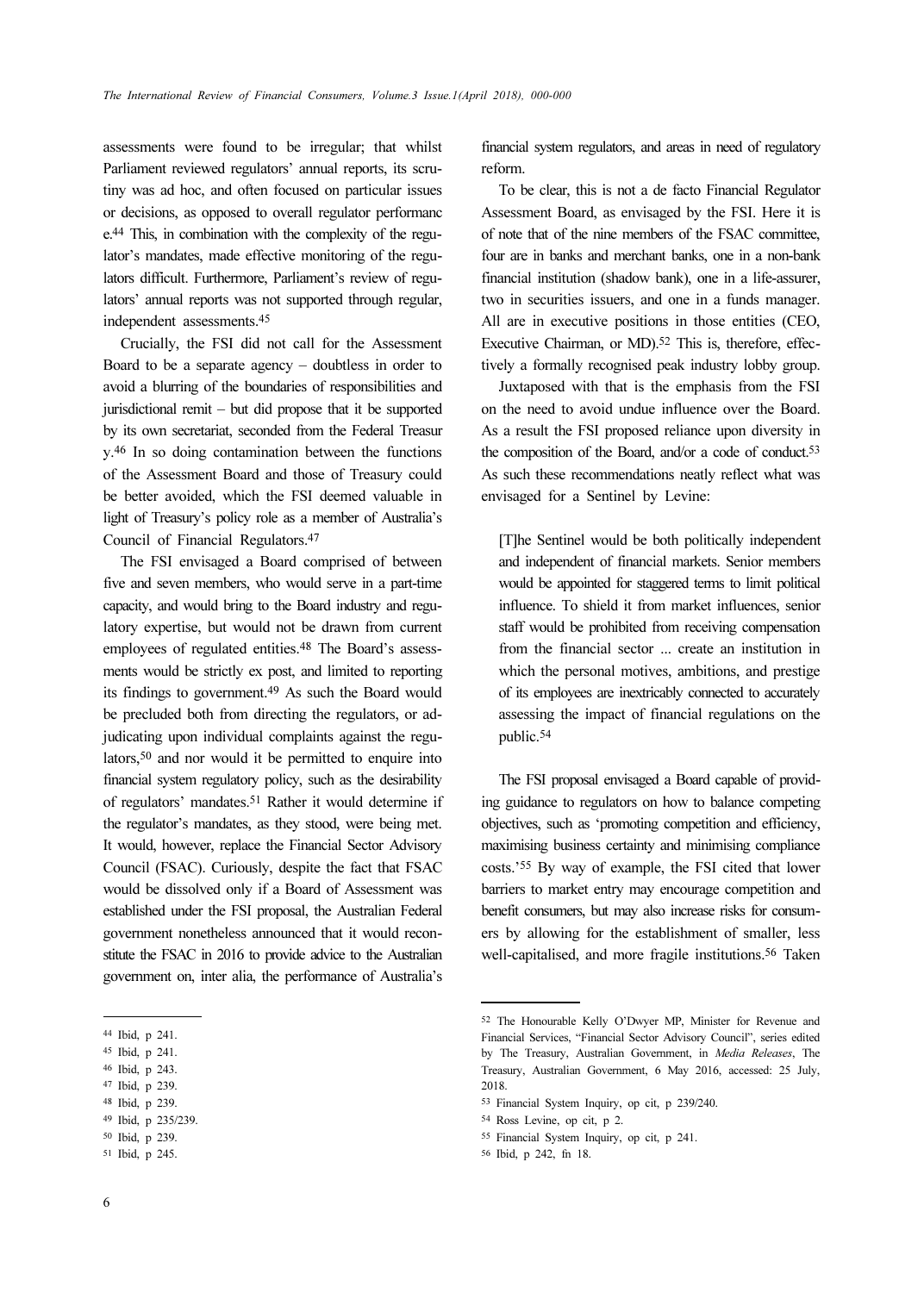assessments were found to be irregular; that whilst Parliament reviewed regulators' annual reports, its scrutiny was ad hoc, and often focused on particular issues or decisions, as opposed to overall regulator performance.[44] This, in combination with the complexity of the regulator's mandates, made effective monitoring of the regulators difficult. Furthermore, Parliament's review of regulators' annual reports was not supported through regular, independent assessments.[45]

Crucially, the FSI did not call for the Assessment Board to be a separate agency – doubtless in order to avoid a blurring of the boundaries of responsibilities and jurisdictional remit – but did propose that it be supported by its own secretariat, seconded from the Federal Treasury.[46] In so doing contamination between the functions of the Assessment Board and those of Treasury could be better avoided, which the FSI deemed valuable in light of Treasury's policy role as a member of Australia's Council of Financial Regulators.[47]

The FSI envisaged a Board comprised of between five and seven members, who would serve in a part-time capacity, and would bring to the Board industry and regulatory expertise, but would not be drawn from current employees of regulated entities.[48] The Board's assessments would be strictly ex post, and limited to reporting its findings to government.[49] As such the Board would be precluded both from directing the regulators, or adjudicating upon individual complaints against the regulators,[50] and nor would it be permitted to enquire into financial system regulatory policy, such as the desirability of regulators' mandates.[51] Rather it would determine if the regulator's mandates, as they stood, were being met. It would, however, replace the Financial Sector Advisory Council (FSAC). Curiously, despite the fact that FSAC would be dissolved only if a Board of Assessment was established under the FSI proposal, the Australian Federal government nonetheless announced that it would reconstitute the FSAC in 2016 to provide advice to the Australian government on, inter alia, the performance of Australia's financial system regulators, and areas in need of regulatory reform.

To be clear, this is not a de facto Financial Regulator Assessment Board, as envisaged by the FSI. Here it is of note that of the nine members of the FSAC committee, four are in banks and merchant banks, one in a non-bank financial institution (shadow bank), one in a life-assurer, two in securities issuers, and one in a funds manager. All are in executive positions in those entities (CEO, Executive Chairman, or MD).[52] This is, therefore, effectively a formally recognised peak industry lobby group.

Juxtaposed with that is the emphasis from the FSI on the need to avoid undue influence over the Board. As a result the FSI proposed reliance upon diversity in the composition of the Board, and/or a code of conduct.[53] As such these recommendations neatly reflect what was envisaged for a Sentinel by Levine:

> [T]he Sentinel would be both politically independent and independent of financial markets. Senior members would be appointed for staggered terms to limit political influence. To shield it from market influences, senior staff would be prohibited from receiving compensation from the financial sector ... create an institution in which the personal motives, ambitions, and prestige of its employees are inextricably connected to accurately assessing the impact of financial regulations on the public.[54]

The FSI proposal envisaged a Board capable of providing guidance to regulators on how to balance competing objectives, such as 'promoting competition and efficiency, maximising business certainty and minimising compliance costs.'[55] By way of example, the FSI cited that lower barriers to market entry may encourage competition and benefit consumers, but may also increase risks for consumers by allowing for the establishment of smaller, less well-capitalised, and more fragile institutions.[56] Taken

---

[44] Ibid, p 241.

[45] Ibid, p 241.

[46] Ibid, p 243.

[47] Ibid, p 239.

[48] Ibid, p 239.

[49] Ibid, p 235/239.

[50] Ibid, p 239.

[51] Ibid, p 245.

[52] The Honourable Kelly O'Dwyer MP, Minister for Revenue and Financial Services, "Financial Sector Advisory Council", series edited by The Treasury, Australian Government, in *Media Releases*, The Treasury, Australian Government, 6 May 2016, accessed: 25 July, 2018.

[53] Financial System Inquiry, op cit, p 239/240.

[54] Ross Levine, op cit, p 2.

[55] Financial System Inquiry, op cit, p 241.

[56] Ibid, p 242, fn 18.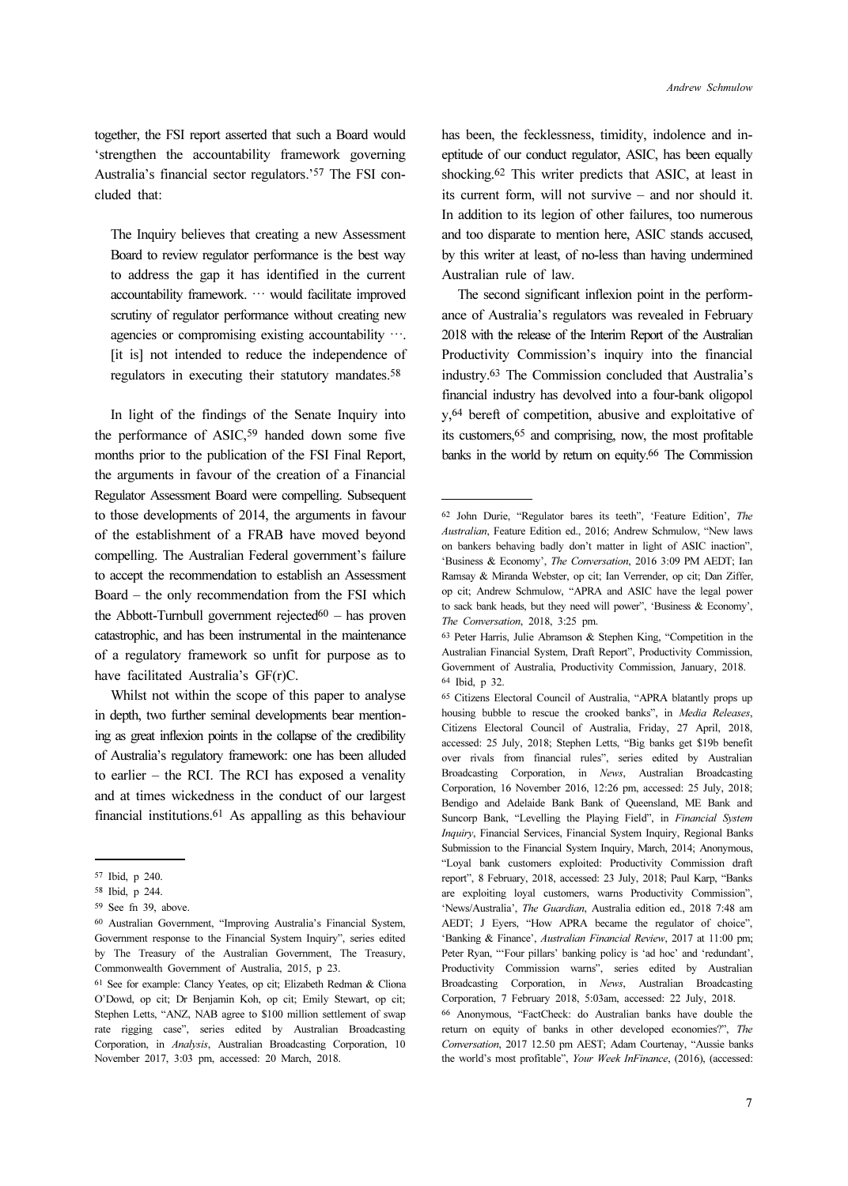together, the FSI report asserted that such a Board would 'strengthen the accountability framework governing Australia's financial sector regulators.'[57] The FSI concluded that:

> The Inquiry believes that creating a new Assessment Board to review regulator performance is the best way to address the gap it has identified in the current accountability framework. ⋯ would facilitate improved scrutiny of regulator performance without creating new agencies or compromising existing accountability ⋯. [it is] not intended to reduce the independence of regulators in executing their statutory mandates.[58]

In light of the findings of the Senate Inquiry into the performance of ASIC,[59] handed down some five months prior to the publication of the FSI Final Report, the arguments in favour of the creation of a Financial Regulator Assessment Board were compelling. Subsequent to those developments of 2014, the arguments in favour of the establishment of a FRAB have moved beyond compelling. The Australian Federal government's failure to accept the recommendation to establish an Assessment Board – the only recommendation from the FSI which the Abbott-Turnbull government rejected[60] – has proven catastrophic, and has been instrumental in the maintenance of a regulatory framework so unfit for purpose as to have facilitated Australia's GF(r)C.

Whilst not within the scope of this paper to analyse in depth, two further seminal developments bear mentioning as great inflexion points in the collapse of the credibility of Australia's regulatory framework: one has been alluded to earlier – the RCI. The RCI has exposed a venality and at times wickedness in the conduct of our largest financial institutions.[61] As appalling as this behaviour has been, the fecklessness, timidity, indolence and ineptitude of our conduct regulator, ASIC, has been equally shocking.[62] This writer predicts that ASIC, at least in its current form, will not survive – and nor should it. In addition to its legion of other failures, too numerous and too disparate to mention here, ASIC stands accused, by this writer at least, of no-less than having undermined Australian rule of law.

The second significant inflexion point in the performance of Australia's regulators was revealed in February 2018 with the release of the Interim Report of the Australian Productivity Commission's inquiry into the financial industry.[63] The Commission concluded that Australia's financial industry has devolved into a four-bank oligopol y,[64] bereft of competition, abusive and exploitative of its customers,[65] and comprising, now, the most profitable banks in the world by return on equity.[66] The Commission

---

[57] Ibid, p 240.

[58] Ibid, p 244.

[59] See fn 39, above.

[60] Australian Government, "Improving Australia's Financial System, Government response to the Financial System Inquiry", series edited by The Treasury of the Australian Government, The Treasury, Commonwealth Government of Australia, 2015, p 23.

[61] See for example: Clancy Yeates, op cit; Elizabeth Redman & Cliona O'Dowd, op cit; Dr Benjamin Koh, op cit; Emily Stewart, op cit; Stephen Letts, "ANZ, NAB agree to $100 million settlement of swap rate rigging case", series edited by Australian Broadcasting Corporation, in *Analysis*, Australian Broadcasting Corporation, 10 November 2017, 3:03 pm, accessed: 20 March, 2018.

[62] John Durie, "Regulator bares its teeth", 'Feature Edition', *The Australian*, Feature Edition ed., 2016; Andrew Schmulow, "New laws on bankers behaving badly don't matter in light of ASIC inaction", 'Business & Economy', *The Conversation*, 2016 3:09 PM AEDT; Ian Ramsay & Miranda Webster, op cit; Ian Verrender, op cit; Dan Ziffer, op cit; Andrew Schmulow, "APRA and ASIC have the legal power to sack bank heads, but they need will power", 'Business & Economy', *The Conversation*, 2018, 3:25 pm.

[63] Peter Harris, Julie Abramson & Stephen King, "Competition in the Australian Financial System, Draft Report", Productivity Commission, Government of Australia, Productivity Commission, January, 2018.

[64] Ibid, p 32.

[65] Citizens Electoral Council of Australia, "APRA blatantly props up housing bubble to rescue the crooked banks", in *Media Releases*, Citizens Electoral Council of Australia, Friday, 27 April, 2018, accessed: 25 July, 2018; Stephen Letts, "Big banks get $19b benefit over rivals from financial rules", series edited by Australian Broadcasting Corporation, in *News*, Australian Broadcasting Corporation, 16 November 2016, 12:26 pm, accessed: 25 July, 2018; Bendigo and Adelaide Bank Bank of Queensland, ME Bank and Suncorp Bank, "Levelling the Playing Field", in *Financial System Inquiry*, Financial Services, Financial System Inquiry, Regional Banks Submission to the Financial System Inquiry, March, 2014; Anonymous, "Loyal bank customers exploited: Productivity Commission draft report", 8 February, 2018, accessed: 23 July, 2018; Paul Karp, "Banks are exploiting loyal customers, warns Productivity Commission", 'News/Australia', *The Guardian*, Australia edition ed., 2018 7:48 am AEDT; J Eyers, "How APRA became the regulator of choice", 'Banking & Finance', *Australian Financial Review*, 2017 at 11:00 pm; Peter Ryan, "'Four pillars' banking policy is 'ad hoc' and 'redundant', Productivity Commission warns", series edited by Australian Broadcasting Corporation, in *News*, Australian Broadcasting Corporation, 7 February 2018, 5:03am, accessed: 22 July, 2018.

[66] Anonymous, "FactCheck: do Australian banks have double the return on equity of banks in other developed economies?", *The Conversation*, 2017 12.50 pm AEST; Adam Courtenay, "Aussie banks the world's most profitable", *Your Week InFinance*, (2016), (accessed: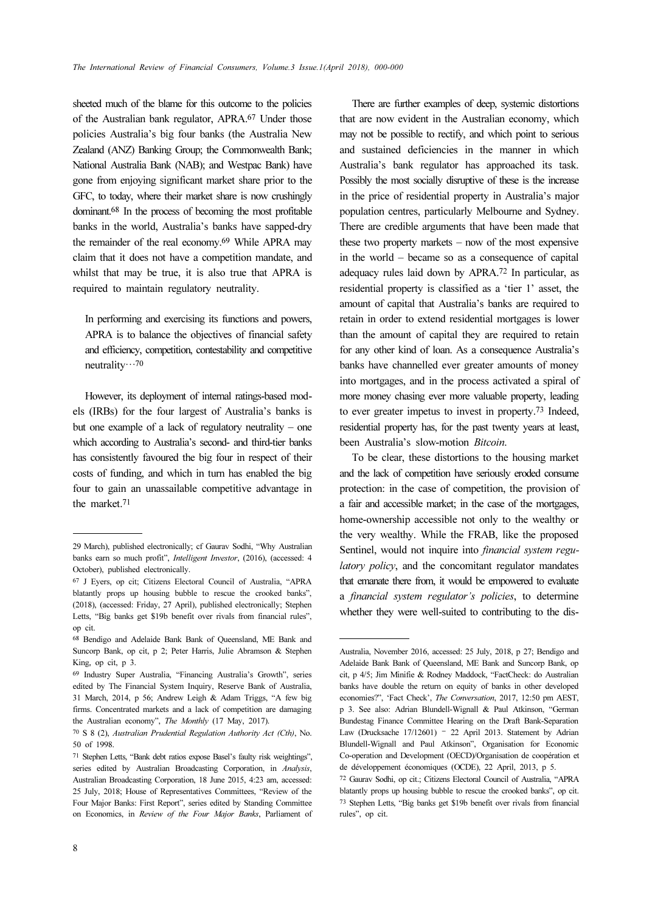sheeted much of the blame for this outcome to the policies of the Australian bank regulator, APRA.[67] Under those policies Australia's big four banks (the Australia New Zealand (ANZ) Banking Group; the Commonwealth Bank; National Australia Bank (NAB); and Westpac Bank) have gone from enjoying significant market share prior to the GFC, to today, where their market share is now crushingly dominant.[68] In the process of becoming the most profitable banks in the world, Australia's banks have sapped-dry the remainder of the real economy.[69] While APRA may claim that it does not have a competition mandate, and whilst that may be true, it is also true that APRA is required to maintain regulatory neutrality.

> In performing and exercising its functions and powers, APRA is to balance the objectives of financial safety and efficiency, competition, contestability and competitive neutrality…[70]

However, its deployment of internal ratings-based models (IRBs) for the four largest of Australia's banks is but one example of a lack of regulatory neutrality – one which according to Australia's second- and third-tier banks has consistently favoured the big four in respect of their costs of funding, and which in turn has enabled the big four to gain an unassailable competitive advantage in the market.[71]

There are further examples of deep, systemic distortions that are now evident in the Australian economy, which may not be possible to rectify, and which point to serious and sustained deficiencies in the manner in which Australia's bank regulator has approached its task. Possibly the most socially disruptive of these is the increase in the price of residential property in Australia's major population centres, particularly Melbourne and Sydney. There are credible arguments that have been made that these two property markets – now of the most expensive in the world – became so as a consequence of capital adequacy rules laid down by APRA.[72] In particular, as residential property is classified as a 'tier 1' asset, the amount of capital that Australia's banks are required to retain in order to extend residential mortgages is lower than the amount of capital they are required to retain for any other kind of loan. As a consequence Australia's banks have channelled ever greater amounts of money into mortgages, and in the process activated a spiral of more money chasing ever more valuable property, leading to ever greater impetus to invest in property.[73] Indeed, residential property has, for the past twenty years at least, been Australia's slow-motion *Bitcoin*.

To be clear, these distortions to the housing market and the lack of competition have seriously eroded consume protection: in the case of competition, the provision of a fair and accessible market; in the case of the mortgages, home-ownership accessible not only to the wealthy or the very wealthy. While the FRAB, like the proposed Sentinel, would not inquire into *financial system regulatory policy*, and the concomitant regulator mandates that emanate there from, it would be empowered to evaluate a *financial system regulator's policies*, to determine whether they were well-suited to contributing to the dis-

---

29 March), published electronically; cf Gaurav Sodhi, "Why Australian banks earn so much profit", *Intelligent Investor*, (2016), (accessed: 4 October), published electronically.

[67] J Eyers, op cit; Citizens Electoral Council of Australia, "APRA blatantly props up housing bubble to rescue the crooked banks", (2018), (accessed: Friday, 27 April), published electronically; Stephen Letts, "Big banks get $19b benefit over rivals from financial rules", op cit.

[68] Bendigo and Adelaide Bank Bank of Queensland, ME Bank and Suncorp Bank, op cit, p 2; Peter Harris, Julie Abramson & Stephen King, op cit, p 3.

[69] Industry Super Australia, "Financing Australia's Growth", series edited by The Financial System Inquiry, Reserve Bank of Australia, 31 March, 2014, p 56; Andrew Leigh & Adam Triggs, "A few big firms. Concentrated markets and a lack of competition are damaging the Australian economy", *The Monthly* (17 May, 2017).

[70] S 8 (2), *Australian Prudential Regulation Authority Act (Cth)*, No. 50 of 1998.

[71] Stephen Letts, "Bank debt ratios expose Basel's faulty risk weightings", series edited by Australian Broadcasting Corporation, in *Analysis*, Australian Broadcasting Corporation, 18 June 2015, 4:23 am, accessed: 25 July, 2018; House of Representatives Committees, "Review of the Four Major Banks: First Report", series edited by Standing Committee on Economics, in *Review of the Four Major Banks*, Parliament of Australia, November 2016, accessed: 25 July, 2018, p 27; Bendigo and Adelaide Bank Bank of Queensland, ME Bank and Suncorp Bank, op cit, p 4/5; Jim Minifie & Rodney Maddock, "FactCheck: do Australian banks have double the return on equity of banks in other developed economies?", 'Fact Check', *The Conversation*, 2017, 12:50 pm AEST, p 3. See also: Adrian Blundell-Wignall & Paul Atkinson, "German Bundestag Finance Committee Hearing on the Draft Bank-Separation Law (Drucksache 17/12601) – 22 April 2013. Statement by Adrian Blundell-Wignall and Paul Atkinson", Organisation for Economic Co-operation and Development (OECD)/Organisation de coopération et de développement économiques (OCDE), 22 April, 2013, p 5.

[72] Gaurav Sodhi, op cit.; Citizens Electoral Council of Australia, "APRA blatantly props up housing bubble to rescue the crooked banks", op cit.

[73] Stephen Letts, "Big banks get $19b benefit over rivals from financial rules", op cit.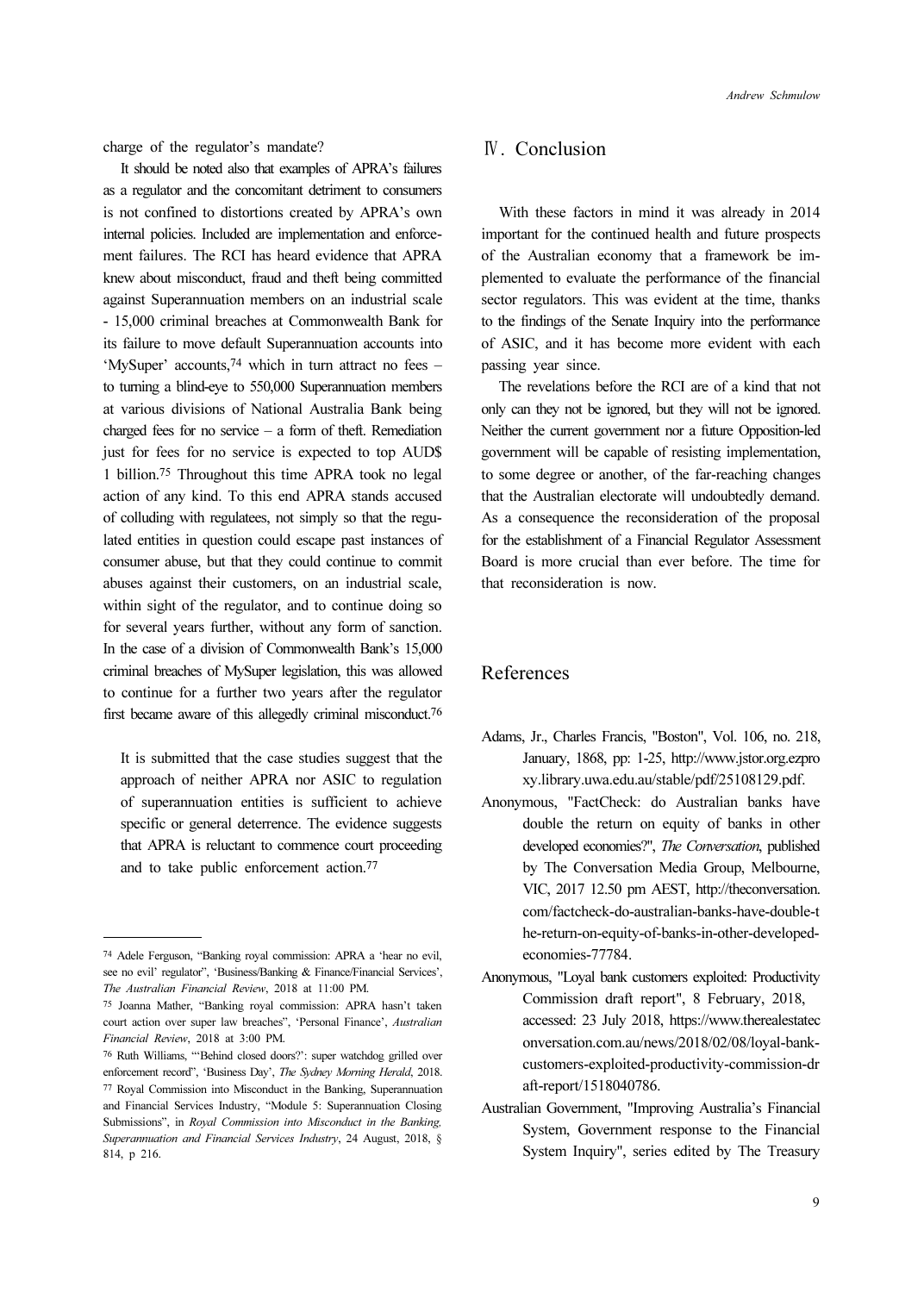charge of the regulator's mandate?

It should be noted also that examples of APRA's failures as a regulator and the concomitant detriment to consumers is not confined to distortions created by APRA's own internal policies. Included are implementation and enforcement failures. The RCI has heard evidence that APRA knew about misconduct, fraud and theft being committed against Superannuation members on an industrial scale - 15,000 criminal breaches at Commonwealth Bank for its failure to move default Superannuation accounts into 'MySuper' accounts,[74] which in turn attract no fees – to turning a blind-eye to 550,000 Superannuation members at various divisions of National Australia Bank being charged fees for no service – a form of theft. Remediation just for fees for no service is expected to top AUD$ 1 billion.[75] Throughout this time APRA took no legal action of any kind. To this end APRA stands accused of colluding with regulatees, not simply so that the regulated entities in question could escape past instances of consumer abuse, but that they could continue to commit abuses against their customers, on an industrial scale, within sight of the regulator, and to continue doing so for several years further, without any form of sanction. In the case of a division of Commonwealth Bank's 15,000 criminal breaches of MySuper legislation, this was allowed to continue for a further two years after the regulator first became aware of this allegedly criminal misconduct.[76]

> It is submitted that the case studies suggest that the approach of neither APRA nor ASIC to regulation of superannuation entities is sufficient to achieve specific or general deterrence. The evidence suggests that APRA is reluctant to commence court proceeding and to take public enforcement action.[77]

[74] Adele Ferguson, "Banking royal commission: APRA a 'hear no evil, see no evil' regulator", 'Business/Banking & Finance/Financial Services', *The Australian Financial Review*, 2018 at 11:00 PM.

[75] Joanna Mather, "Banking royal commission: APRA hasn't taken court action over super law breaches", 'Personal Finance', *Australian Financial Review*, 2018 at 3:00 PM.

[76] Ruth Williams, "'Behind closed doors?': super watchdog grilled over enforcement record", 'Business Day', *The Sydney Morning Herald*, 2018.

[77] Royal Commission into Misconduct in the Banking, Superannuation and Financial Services Industry, "Module 5: Superannuation Closing Submissions", in *Royal Commission into Misconduct in the Banking, Superannuation and Financial Services Industry*, 24 August, 2018, § 814, p 216.

## Ⅳ. Conclusion

With these factors in mind it was already in 2014 important for the continued health and future prospects of the Australian economy that a framework be implemented to evaluate the performance of the financial sector regulators. This was evident at the time, thanks to the findings of the Senate Inquiry into the performance of ASIC, and it has become more evident with each passing year since.

The revelations before the RCI are of a kind that not only can they not be ignored, but they will not be ignored. Neither the current government nor a future Opposition-led government will be capable of resisting implementation, to some degree or another, of the far-reaching changes that the Australian electorate will undoubtedly demand. As a consequence the reconsideration of the proposal for the establishment of a Financial Regulator Assessment Board is more crucial than ever before. The time for that reconsideration is now.

## References

Adams, Jr., Charles Francis, "Boston", Vol. 106, no. 218, January, 1868, pp: 1-25, http://www.jstor.org.ezproxy.library.uwa.edu.au/stable/pdf/25108129.pdf.

Anonymous, "FactCheck: do Australian banks have double the return on equity of banks in other developed economies?", *The Conversation*, published by The Conversation Media Group, Melbourne, VIC, 2017 12.50 pm AEST, http://theconversation.com/factcheck-do-australian-banks-have-double-the-return-on-equity-of-banks-in-other-developed-economies-77784.

Anonymous, "Loyal bank customers exploited: Productivity Commission draft report", 8 February, 2018, accessed: 23 July 2018, https://www.therealestateconversation.com.au/news/2018/02/08/loyal-bank-customers-exploited-productivity-commission-draft-report/1518040786.

Australian Government, "Improving Australia's Financial System, Government response to the Financial System Inquiry", series edited by The Treasury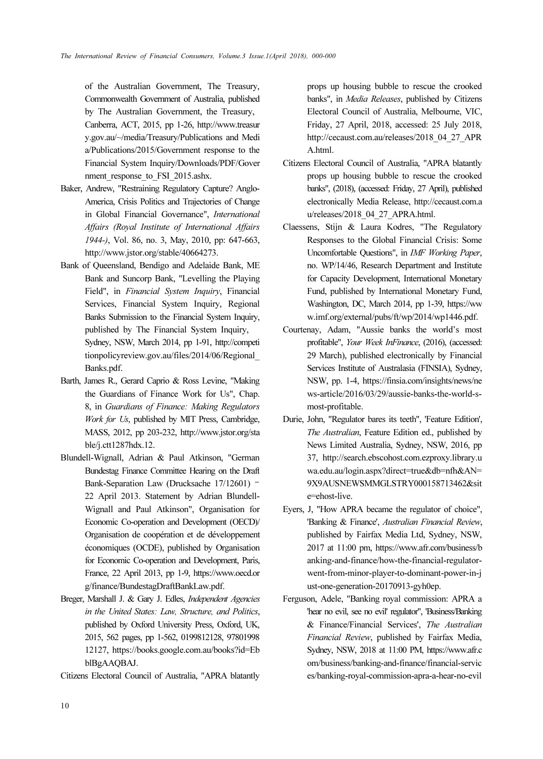of the Australian Government, The Treasury, Commonwealth Government of Australia, published by The Australian Government, the Treasury, Canberra, ACT, 2015, pp 1-26, http://www.treasury.gov.au/~/media/Treasury/Publications and Media/Publications/2015/Government response to the Financial System Inquiry/Downloads/PDF/Government_response_to_FSI_2015.ashx.

Baker, Andrew, "Restraining Regulatory Capture? Anglo-America, Crisis Politics and Trajectories of Change in Global Financial Governance", *International Affairs (Royal Institute of International Affairs 1944-)*, Vol. 86, no. 3, May, 2010, pp: 647-663, http://www.jstor.org/stable/40664273.

Bank of Queensland, Bendigo and Adelaide Bank, ME Bank and Suncorp Bank, "Levelling the Playing Field", in *Financial System Inquiry*, Financial Services, Financial System Inquiry, Regional Banks Submission to the Financial System Inquiry, published by The Financial System Inquiry, Sydney, NSW, March 2014, pp 1-91, http://competitionpolicyreview.gov.au/files/2014/06/Regional_Banks.pdf.

Barth, James R., Gerard Caprio & Ross Levine, "Making the Guardians of Finance Work for Us", Chap. 8, in *Guardians of Finance: Making Regulators Work for Us*, published by MIT Press, Cambridge, MASS, 2012, pp 203-232, http://www.jstor.org/stable/j.ctt1287hdx.12.

Blundell-Wignall, Adrian & Paul Atkinson, "German Bundestag Finance Committee Hearing on the Draft Bank-Separation Law (Drucksache 17/12601) – 22 April 2013. Statement by Adrian Blundell-Wignall and Paul Atkinson", Organisation for Economic Co-operation and Development (OECD)/ Organisation de coopération et de développement économiques (OCDE), published by Organisation for Economic Co-operation and Development, Paris, France, 22 April 2013, pp 1-9, https://www.oecd.org/finance/BundestagDraftBankLaw.pdf.

Breger, Marshall J. & Gary J. Edles, *Independent Agencies in the United States: Law, Structure, and Politics*, published by Oxford University Press, Oxford, UK, 2015, 562 pages, pp 1-562, 0199812128, 9780199812127, https://books.google.com.au/books?id=EbblBgAAQBAJ.

Citizens Electoral Council of Australia, "APRA blatantly props up housing bubble to rescue the crooked banks", in *Media Releases*, published by Citizens Electoral Council of Australia, Melbourne, VIC, Friday, 27 April, 2018, accessed: 25 July 2018, http://cecaust.com.au/releases/2018_04_27_APRA.html.

Citizens Electoral Council of Australia, "APRA blatantly props up housing bubble to rescue the crooked banks", (2018), (accessed: Friday, 27 April), published electronically Media Release, http://cecaust.com.au/releases/2018_04_27_APRA.html.

Claessens, Stijn & Laura Kodres, "The Regulatory Responses to the Global Financial Crisis: Some Uncomfortable Questions", in *IMF Working Paper*, no. WP/14/46, Research Department and Institute for Capacity Development, International Monetary Fund, published by International Monetary Fund, Washington, DC, March 2014, pp 1-39, https://www.imf.org/external/pubs/ft/wp/2014/wp1446.pdf.

Courtenay, Adam, "Aussie banks the world's most profitable", *Your Week InFinance*, (2016), (accessed: 29 March), published electronically by Financial Services Institute of Australasia (FINSIA), Sydney, NSW, pp. 1-4, https://finsia.com/insights/news/news-article/2016/03/29/aussie-banks-the-world-s-most-profitable.

Durie, John, "Regulator bares its teeth", 'Feature Edition', *The Australian*, Feature Edition ed., published by News Limited Australia, Sydney, NSW, 2016, pp 37, http://search.ebscohost.com.ezproxy.library.uwa.edu.au/login.aspx?direct=true&db=nfh&AN=9X9AUSNEWSMMGLSTRY000158713462&site=ehost-live.

Eyers, J, "How APRA became the regulator of choice", 'Banking & Finance', *Australian Financial Review*, published by Fairfax Media Ltd, Sydney, NSW, 2017 at 11:00 pm, https://www.afr.com/business/banking-and-finance/how-the-financial-regulator-went-from-minor-player-to-dominant-power-in-just-one-generation-20170913-gyh0ep.

Ferguson, Adele, "Banking royal commission: APRA a 'hear no evil, see no evil' regulator", 'Business/Banking & Finance/Financial Services', *The Australian Financial Review*, published by Fairfax Media, Sydney, NSW, 2018 at 11:00 PM, https://www.afr.com/business/banking-and-finance/financial-services/banking-royal-commission-apra-a-hear-no-evil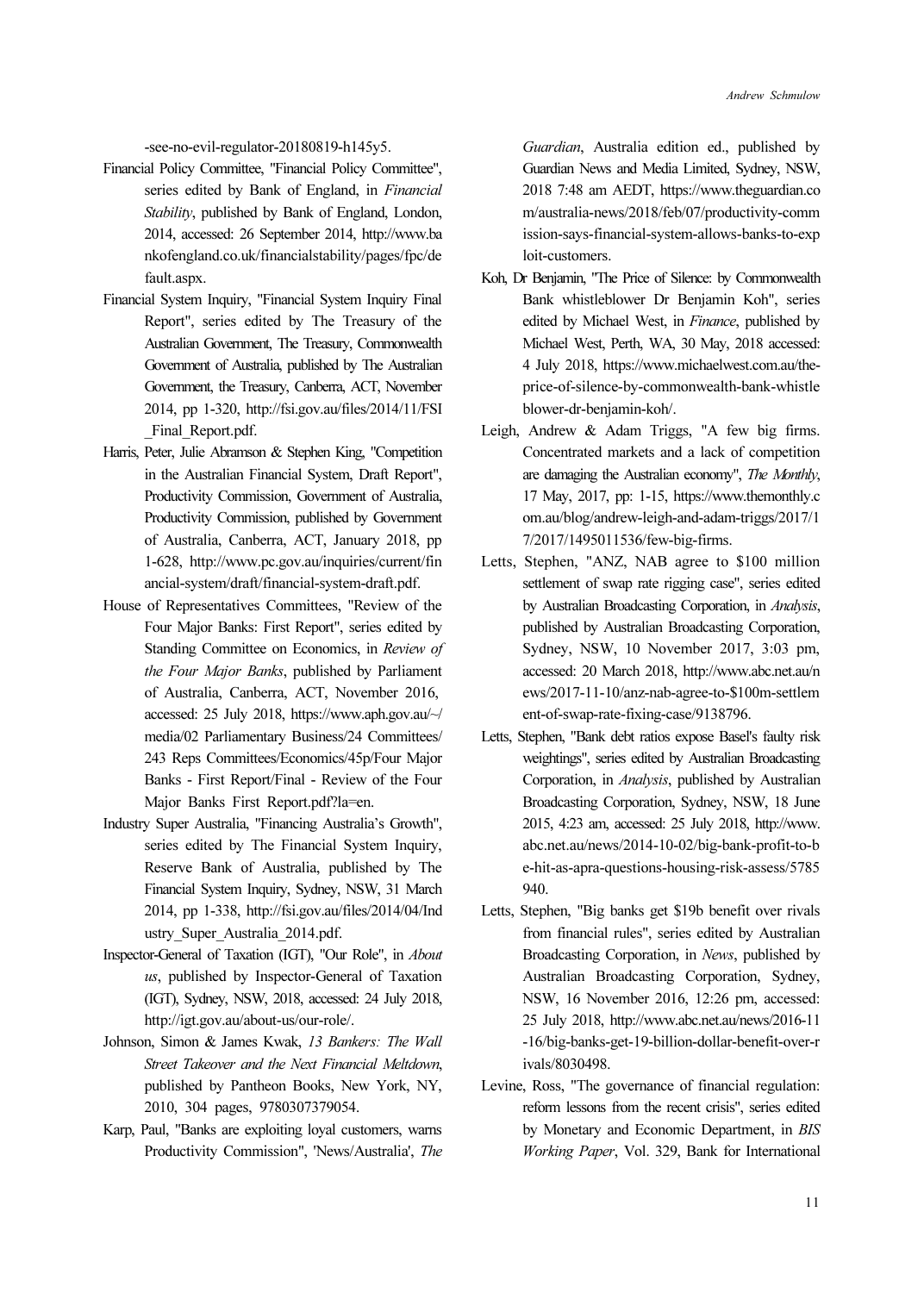-see-no-evil-regulator-20180819-h145y5.

Financial Policy Committee, "Financial Policy Committee", series edited by Bank of England, in *Financial Stability*, published by Bank of England, London, 2014, accessed: 26 September 2014, http://www.bankofengland.co.uk/financialstability/pages/fpc/default.aspx.

Financial System Inquiry, "Financial System Inquiry Final Report", series edited by The Treasury of the Australian Government, The Treasury, Commonwealth Government of Australia, published by The Australian Government, the Treasury, Canberra, ACT, November 2014, pp 1-320, http://fsi.gov.au/files/2014/11/FSI_Final_Report.pdf.

Harris, Peter, Julie Abramson & Stephen King, "Competition in the Australian Financial System, Draft Report", Productivity Commission, Government of Australia, Productivity Commission, published by Government of Australia, Canberra, ACT, January 2018, pp 1-628, http://www.pc.gov.au/inquiries/current/financial-system/draft/financial-system-draft.pdf.

House of Representatives Committees, "Review of the Four Major Banks: First Report", series edited by Standing Committee on Economics, in *Review of the Four Major Banks*, published by Parliament of Australia, Canberra, ACT, November 2016, accessed: 25 July 2018, https://www.aph.gov.au/~/media/02 Parliamentary Business/24 Committees/243 Reps Committees/Economics/45p/Four Major Banks - First Report/Final - Review of the Four Major Banks First Report.pdf?la=en.

Industry Super Australia, "Financing Australia's Growth", series edited by The Financial System Inquiry, Reserve Bank of Australia, published by The Financial System Inquiry, Sydney, NSW, 31 March 2014, pp 1-338, http://fsi.gov.au/files/2014/04/Industry_Super_Australia_2014.pdf.

Inspector-General of Taxation (IGT), "Our Role", in *About us*, published by Inspector-General of Taxation (IGT), Sydney, NSW, 2018, accessed: 24 July 2018, http://igt.gov.au/about-us/our-role/.

Johnson, Simon & James Kwak, *13 Bankers: The Wall Street Takeover and the Next Financial Meltdown*, published by Pantheon Books, New York, NY, 2010, 304 pages, 9780307379054.

Karp, Paul, "Banks are exploiting loyal customers, warns Productivity Commission", 'News/Australia', *The Guardian*, Australia edition ed., published by Guardian News and Media Limited, Sydney, NSW, 2018 7:48 am AEDT, https://www.theguardian.com/australia-news/2018/feb/07/productivity-commission-says-financial-system-allows-banks-to-exploit-customers.

Koh, Dr Benjamin, "The Price of Silence: by Commonwealth Bank whistleblower Dr Benjamin Koh", series edited by Michael West, in *Finance*, published by Michael West, Perth, WA, 30 May, 2018 accessed: 4 July 2018, https://www.michaelwest.com.au/the-price-of-silence-by-commonwealth-bank-whistleblower-dr-benjamin-koh/.

Leigh, Andrew & Adam Triggs, "A few big firms. Concentrated markets and a lack of competition are damaging the Australian economy", *The Monthly*, 17 May, 2017, pp: 1-15, https://www.themonthly.com.au/blog/andrew-leigh-and-adam-triggs/2017/17/2017/1495011536/few-big-firms.

Letts, Stephen, "ANZ, NAB agree to $100 million settlement of swap rate rigging case", series edited by Australian Broadcasting Corporation, in *Analysis*, published by Australian Broadcasting Corporation, Sydney, NSW, 10 November 2017, 3:03 pm, accessed: 20 March 2018, http://www.abc.net.au/news/2017-11-10/anz-nab-agree-to-$100m-settlement-of-swap-rate-fixing-case/9138796.

Letts, Stephen, "Bank debt ratios expose Basel's faulty risk weightings", series edited by Australian Broadcasting Corporation, in *Analysis*, published by Australian Broadcasting Corporation, Sydney, NSW, 18 June 2015, 4:23 am, accessed: 25 July 2018, http://www.abc.net.au/news/2014-10-02/big-bank-profit-to-be-hit-as-apra-questions-housing-risk-assess/5785940.

Letts, Stephen, "Big banks get $19b benefit over rivals from financial rules", series edited by Australian Broadcasting Corporation, in *News*, published by Australian Broadcasting Corporation, Sydney, NSW, 16 November 2016, 12:26 pm, accessed: 25 July 2018, http://www.abc.net.au/news/2016-11-16/big-banks-get-19-billion-dollar-benefit-over-rivals/8030498.

Levine, Ross, "The governance of financial regulation: reform lessons from the recent crisis", series edited by Monetary and Economic Department, in *BIS Working Paper*, Vol. 329, Bank for International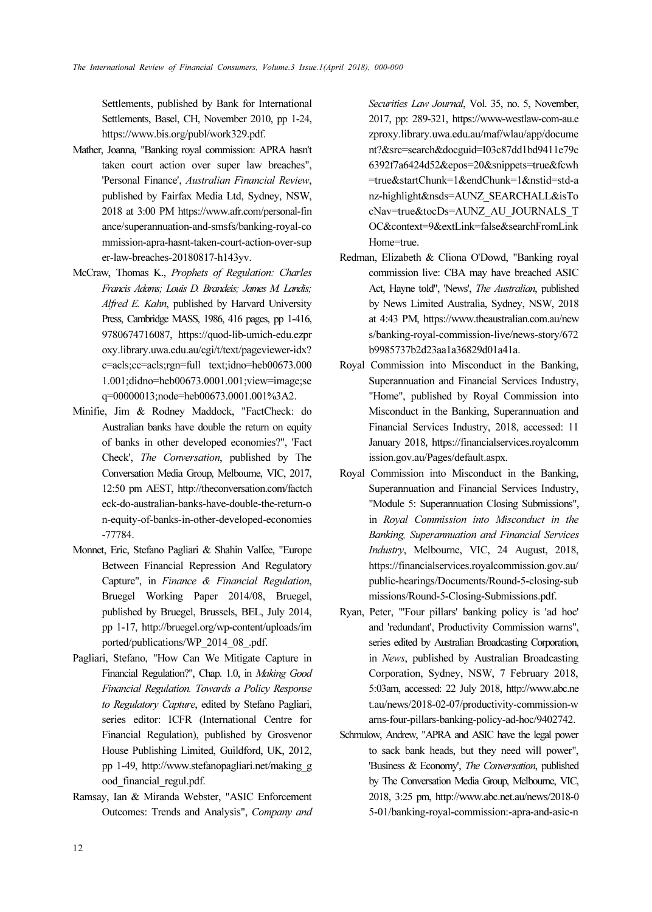Settlements, published by Bank for International Settlements, Basel, CH, November 2010, pp 1-24, https://www.bis.org/publ/work329.pdf.

Mather, Joanna, "Banking royal commission: APRA hasn't taken court action over super law breaches", 'Personal Finance', *Australian Financial Review*, published by Fairfax Media Ltd, Sydney, NSW, 2018 at 3:00 PM https://www.afr.com/personal-finance/superannuation-and-smsfs/banking-royal-commission-apra-hasnt-taken-court-action-over-super-law-breaches-20180817-h143yv.

McCraw, Thomas K., *Prophets of Regulation: Charles Francis Adams; Louis D. Brandeis; James M. Landis; Alfred E. Kahn*, published by Harvard University Press, Cambridge MASS, 1986, 416 pages, pp 1-416, 9780674716087, https://quod-lib-umich-edu.ezproxy.library.uwa.edu.au/cgi/t/text/pageviewer-idx?c=acls;cc=acls;rgn=full text;idno=heb00673.0001.001;didno=heb00673.0001.001;view=image;seq=00000013;node=heb00673.0001.001%3A2.

Minifie, Jim & Rodney Maddock, "FactCheck: do Australian banks have double the return on equity of banks in other developed economies?", 'Fact Check', *The Conversation*, published by The Conversation Media Group, Melbourne, VIC, 2017, 12:50 pm AEST, http://theconversation.com/factcheck-do-australian-banks-have-double-the-return-on-equity-of-banks-in-other-developed-economies-77784.

Monnet, Eric, Stefano Pagliari & Shahin Vallée, "Europe Between Financial Repression And Regulatory Capture", in *Finance & Financial Regulation*, Bruegel Working Paper 2014/08, Bruegel, published by Bruegel, Brussels, BEL, July 2014, pp 1-17, http://bruegel.org/wp-content/uploads/imported/publications/WP_2014_08_.pdf.

Pagliari, Stefano, "How Can We Mitigate Capture in Financial Regulation?", Chap. 1.0, in *Making Good Financial Regulation. Towards a Policy Response to Regulatory Capture*, edited by Stefano Pagliari, series editor: ICFR (International Centre for Financial Regulation), published by Grosvenor House Publishing Limited, Guildford, UK, 2012, pp 1-49, http://www.stefanopagliari.net/making_good_financial_regul.pdf.

Ramsay, Ian & Miranda Webster, "ASIC Enforcement Outcomes: Trends and Analysis", *Company and Securities Law Journal*, Vol. 35, no. 5, November, 2017, pp: 289-321, https://www-westlaw-com-au.ezproxy.library.uwa.edu.au/maf/wlau/app/document?&src=search&docguid=I03c87dd1bd9411e79c6392f7a6424d52&epos=20&snippets=true&fcwh=true&startChunk=1&endChunk=1&nstid=std-anz-highlight&nsds=AUNZ_SEARCHALL&isTocNav=true&tocDs=AUNZ_AU_JOURNALS_TOC&context=9&extLink=false&searchFromLinkHome=true.

Redman, Elizabeth & Cliona O'Dowd, "Banking royal commission live: CBA may have breached ASIC Act, Hayne told", 'News', *The Australian*, published by News Limited Australia, Sydney, NSW, 2018 at 4:43 PM, https://www.theaustralian.com.au/news/banking-royal-commission-live/news-story/672b9985737b2d23aa1a36829d01a41a.

Royal Commission into Misconduct in the Banking, Superannuation and Financial Services Industry, "Home", published by Royal Commission into Misconduct in the Banking, Superannuation and Financial Services Industry, 2018, accessed: 11 January 2018, https://financialservices.royalcommission.gov.au/Pages/default.aspx.

Royal Commission into Misconduct in the Banking, Superannuation and Financial Services Industry, "Module 5: Superannuation Closing Submissions", in *Royal Commission into Misconduct in the Banking, Superannuation and Financial Services Industry*, Melbourne, VIC, 24 August, 2018, https://financialservices.royalcommission.gov.au/public-hearings/Documents/Round-5-closing-submissions/Round-5-Closing-Submissions.pdf.

Ryan, Peter, "'Four pillars' banking policy is 'ad hoc' and 'redundant', Productivity Commission warns", series edited by Australian Broadcasting Corporation, in *News*, published by Australian Broadcasting Corporation, Sydney, NSW, 7 February 2018, 5:03am, accessed: 22 July 2018, http://www.abc.net.au/news/2018-02-07/productivity-commission-warns-four-pillars-banking-policy-ad-hoc/9402742.

Schmulow, Andrew, "APRA and ASIC have the legal power to sack bank heads, but they need will power", 'Business & Economy', *The Conversation*, published by The Conversation Media Group, Melbourne, VIC, 2018, 3:25 pm, http://www.abc.net.au/news/2018-05-01/banking-royal-commission:-apra-and-asic-n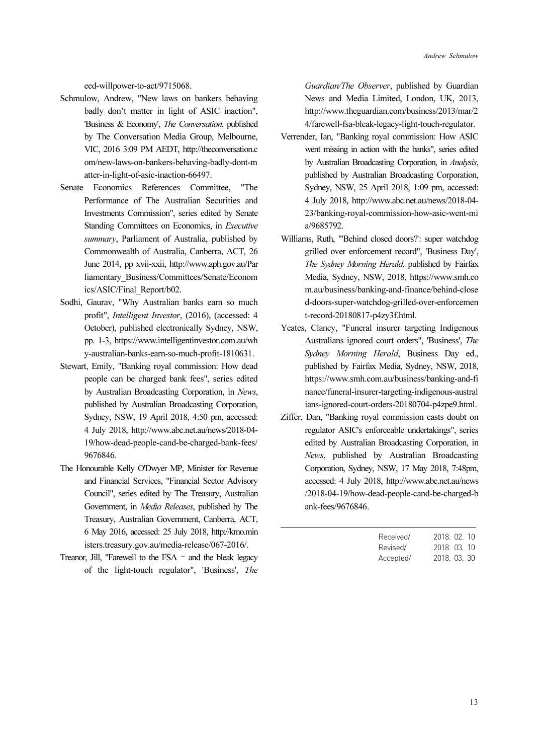eed-willpower-to-act/9715068.

Schmulow, Andrew, "New laws on bankers behaving badly don't matter in light of ASIC inaction", 'Business & Economy', *The Conversation*, published by The Conversation Media Group, Melbourne, VIC, 2016 3:09 PM AEDT, http://theconversation.com/new-laws-on-bankers-behaving-badly-dont-matter-in-light-of-asic-inaction-66497.

Senate Economics References Committee, "The Performance of The Australian Securities and Investments Commission", series edited by Senate Standing Committees on Economics, in *Executive summary*, Parliament of Australia, published by Commonwealth of Australia, Canberra, ACT, 26 June 2014, pp xvii-xxii, http://www.aph.gov.au/Parliamentary_Business/Committees/Senate/Economics/ASIC/Final_Report/b02.

Sodhi, Gaurav, "Why Australian banks earn so much profit", *Intelligent Investor*, (2016), (accessed: 4 October), published electronically Sydney, NSW, pp. 1-3, https://www.intelligentinvestor.com.au/why-australian-banks-earn-so-much-profit-1810631.

Stewart, Emily, "Banking royal commission: How dead people can be charged bank fees", series edited by Australian Broadcasting Corporation, in *News*, published by Australian Broadcasting Corporation, Sydney, NSW, 19 April 2018, 4:50 pm, accessed: 4 July 2018, http://www.abc.net.au/news/2018-04-19/how-dead-people-cand-be-charged-bank-fees/9676846.

The Honourable Kelly O'Dwyer MP, Minister for Revenue and Financial Services, "Financial Sector Advisory Council", series edited by The Treasury, Australian Government, in *Media Releases*, published by The Treasury, Australian Government, Canberra, ACT, 6 May 2016, accessed: 25 July 2018, http://kmo.ministers.treasury.gov.au/media-release/067-2016/.

Treanor, Jill, "Farewell to the FSA – and the bleak legacy of the light-touch regulator", 'Business', *The Guardian/The Observer*, published by Guardian News and Media Limited, London, UK, 2013, http://www.theguardian.com/business/2013/mar/24/farewell-fsa-bleak-legacy-light-touch-regulator.

Verrender, Ian, "Banking royal commission: How ASIC went missing in action with the banks", series edited by Australian Broadcasting Corporation, in *Analysis*, published by Australian Broadcasting Corporation, Sydney, NSW, 25 April 2018, 1:09 pm, accessed: 4 July 2018, http://www.abc.net.au/news/2018-04-23/banking-royal-commission-how-asic-went-mia/9685792.

Williams, Ruth, "'Behind closed doors?': super watchdog grilled over enforcement record", 'Business Day', *The Sydney Morning Herald*, published by Fairfax Media, Sydney, NSW, 2018, https://www.smh.com.au/business/banking-and-finance/behind-closed-doors-super-watchdog-grilled-over-enforcement-record-20180817-p4zy3f.html.

Yeates, Clancy, "Funeral insurer targeting Indigenous Australians ignored court orders", 'Business', *The Sydney Morning Herald*, Business Day ed., published by Fairfax Media, Sydney, NSW, 2018, https://www.smh.com.au/business/banking-and-finance/funeral-insurer-targeting-indigenous-australians-ignored-court-orders-20180704-p4zpe9.html.

Ziffer, Dan, "Banking royal commission casts doubt on regulator ASIC's enforceable undertakings", series edited by Australian Broadcasting Corporation, in *News*, published by Australian Broadcasting Corporation, Sydney, NSW, 17 May 2018, 7:48pm, accessed: 4 July 2018, http://www.abc.net.au/news/2018-04-19/how-dead-people-cand-be-charged-bank-fees/9676846.

---

Received/ 2018. 02. 10
Revised/ 2018. 03. 10
Accepted/ 2018. 03. 30